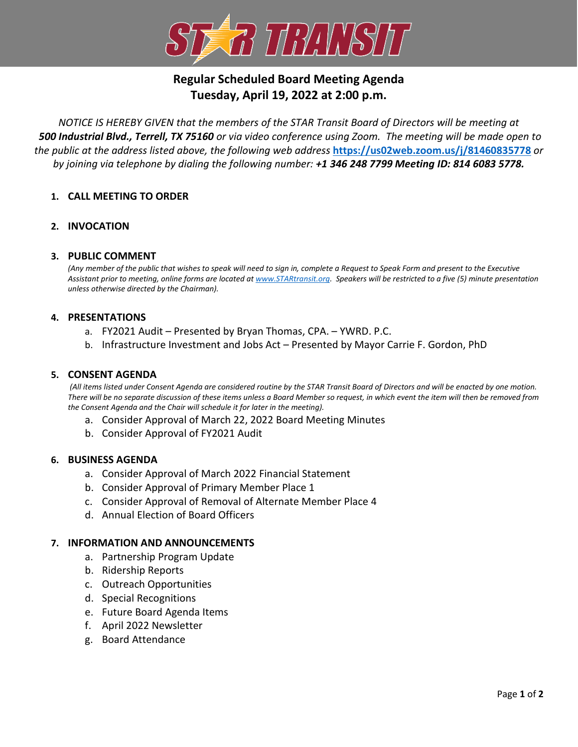# STAR TRANSIT

## Regular Scheduled Board Meeting Agenda
## Tuesday, April 19, 2022 at 2:00 p.m.

*NOTICE IS HEREBY GIVEN that the members of the STAR Transit Board of Directors will be meeting at* ***500 Industrial Blvd., Terrell, TX 75160*** *or via video conference using Zoom. The meeting will be made open to the public at the address listed above, the following web address* **https://us02web.zoom.us/j/81460835778** *or by joining via telephone by dialing the following number:* ***+1 346 248 7799 Meeting ID: 814 6083 5778.***

1. **CALL MEETING TO ORDER**

2. **INVOCATION**

3. **PUBLIC COMMENT**

   *(Any member of the public that wishes to speak will need to sign in, complete a Request to Speak Form and present to the Executive Assistant prior to meeting, online forms are located at www.STARtransit.org. Speakers will be restricted to a five (5) minute presentation unless otherwise directed by the Chairman).*

4. **PRESENTATIONS**
   a. FY2021 Audit – Presented by Bryan Thomas, CPA. – YWRD. P.C.
   b. Infrastructure Investment and Jobs Act – Presented by Mayor Carrie F. Gordon, PhD

5. **CONSENT AGENDA**

   *(All items listed under Consent Agenda are considered routine by the STAR Transit Board of Directors and will be enacted by one motion. There will be no separate discussion of these items unless a Board Member so request, in which event the item will then be removed from the Consent Agenda and the Chair will schedule it for later in the meeting).*
   a. Consider Approval of March 22, 2022 Board Meeting Minutes
   b. Consider Approval of FY2021 Audit

6. **BUSINESS AGENDA**
   a. Consider Approval of March 2022 Financial Statement
   b. Consider Approval of Primary Member Place 1
   c. Consider Approval of Removal of Alternate Member Place 4
   d. Annual Election of Board Officers

7. **INFORMATION AND ANNOUNCEMENTS**
   a. Partnership Program Update
   b. Ridership Reports
   c. Outreach Opportunities
   d. Special Recognitions
   e. Future Board Agenda Items
   f. April 2022 Newsletter
   g. Board Attendance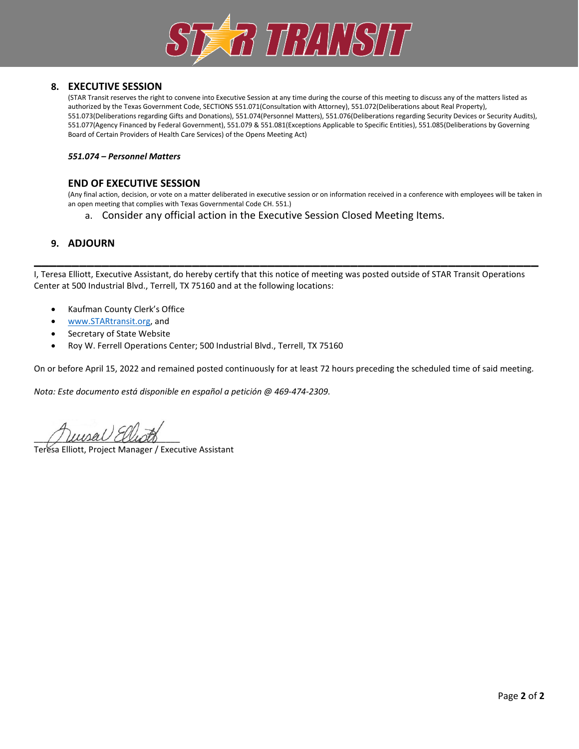## 8. EXECUTIVE SESSION

(STAR Transit reserves the right to convene into Executive Session at any time during the course of this meeting to discuss any of the matters listed as authorized by the Texas Government Code, SECTIONS 551.071(Consultation with Attorney), 551.072(Deliberations about Real Property), 551.073(Deliberations regarding Gifts and Donations), 551.074(Personnel Matters), 551.076(Deliberations regarding Security Devices or Security Audits), 551.077(Agency Financed by Federal Government), 551.079 & 551.081(Exceptions Applicable to Specific Entities), 551.085(Deliberations by Governing Board of Certain Providers of Health Care Services) of the Opens Meeting Act)

***551.074 – Personnel Matters***

## END OF EXECUTIVE SESSION

(Any final action, decision, or vote on a matter deliberated in executive session or on information received in a conference with employees will be taken in an open meeting that complies with Texas Governmental Code CH. 551.)

a. Consider any official action in the Executive Session Closed Meeting Items.

## 9. ADJOURN

---

I, Teresa Elliott, Executive Assistant, do hereby certify that this notice of meeting was posted outside of STAR Transit Operations Center at 500 Industrial Blvd., Terrell, TX 75160 and at the following locations:

- Kaufman County Clerk's Office
- www.STARtransit.org, and
- Secretary of State Website
- Roy W. Ferrell Operations Center; 500 Industrial Blvd., Terrell, TX 75160

On or before April 15, 2022 and remained posted continuously for at least 72 hours preceding the scheduled time of said meeting.

*Nota: Este documento está disponible en español a petición @ 469-474-2309.*

Teresa Elliott, Project Manager / Executive Assistant